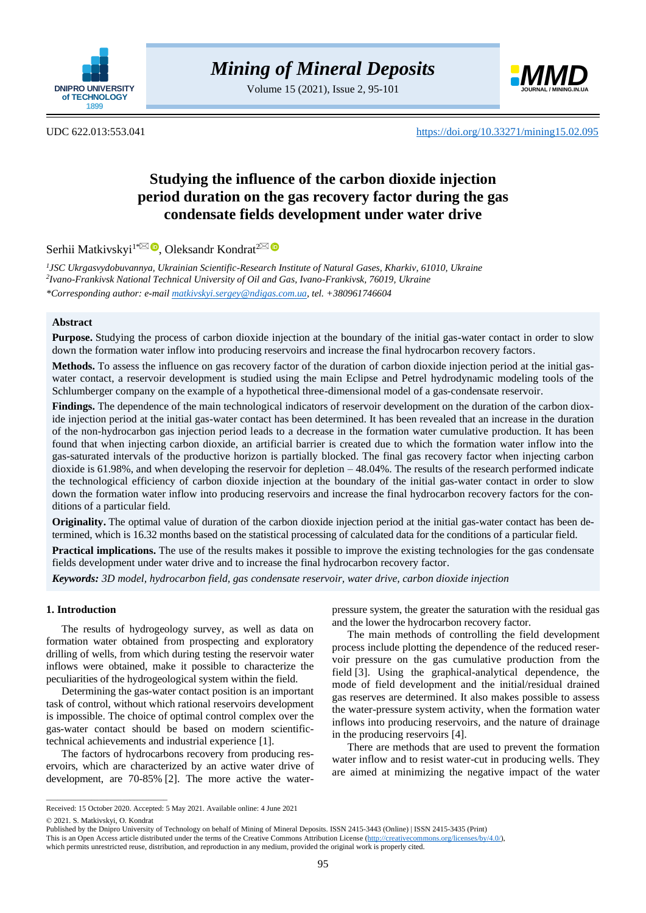UDC 622.013:553.041

https://doi.org/10.33271/mining15.02.095

# Studying the influence of the carbon dioxide injection period duration on the gas recovery factor during the gas condensate fields development under water drive

Serhii Matkivskyi[1*], Oleksandr Kondrat[2]

[1] JSC Ukrgasvydobuvannya, Ukrainian Scientific-Research Institute of Natural Gases, Kharkiv, 61010, Ukraine

[2] Ivano-Frankivsk National Technical University of Oil and Gas, Ivano-Frankivsk, 76019, Ukraine

*Corresponding author: e-mail matkivskyi.sergey@ndigas.com.ua, tel. +380961746604

## Abstract

**Purpose.** Studying the process of carbon dioxide injection at the boundary of the initial gas-water contact in order to slow down the formation water inflow into producing reservoirs and increase the final hydrocarbon recovery factors.

**Methods.** To assess the influence on gas recovery factor of the duration of carbon dioxide injection period at the initial gas-water contact, a reservoir development is studied using the main Eclipse and Petrel hydrodynamic modeling tools of the Schlumberger company on the example of a hypothetical three-dimensional model of a gas-condensate reservoir.

**Findings.** The dependence of the main technological indicators of reservoir development on the duration of the carbon dioxide injection period at the initial gas-water contact has been determined. It has been revealed that an increase in the duration of the non-hydrocarbon gas injection period leads to a decrease in the formation water cumulative production. It has been found that when injecting carbon dioxide, an artificial barrier is created due to which the formation water inflow into the gas-saturated intervals of the productive horizon is partially blocked. The final gas recovery factor when injecting carbon dioxide is 61.98%, and when developing the reservoir for depletion – 48.04%. The results of the research performed indicate the technological efficiency of carbon dioxide injection at the boundary of the initial gas-water contact in order to slow down the formation water inflow into producing reservoirs and increase the final hydrocarbon recovery factors for the conditions of a particular field.

**Originality.** The optimal value of duration of the carbon dioxide injection period at the initial gas-water contact has been determined, which is 16.32 months based on the statistical processing of calculated data for the conditions of a particular field.

**Practical implications.** The use of the results makes it possible to improve the existing technologies for the gas condensate fields development under water drive and to increase the final hydrocarbon recovery factor.

***Keywords:*** *3D model, hydrocarbon field, gas condensate reservoir, water drive, carbon dioxide injection*

## 1. Introduction

The results of hydrogeology survey, as well as data on formation water obtained from prospecting and exploratory drilling of wells, from which during testing the reservoir water inflows were obtained, make it possible to characterize the peculiarities of the hydrogeological system within the field.

Determining the gas-water contact position is an important task of control, without which rational reservoirs development is impossible. The choice of optimal control complex over the gas-water contact should be based on modern scientific-technical achievements and industrial experience [1].

The factors of hydrocarbons recovery from producing reservoirs, which are characterized by an active water drive of development, are 70-85% [2]. The more active the water-pressure system, the greater the saturation with the residual gas and the lower the hydrocarbon recovery factor.

The main methods of controlling the field development process include plotting the dependence of the reduced reservoir pressure on the gas cumulative production from the field [3]. Using the graphical-analytical dependence, the mode of field development and the initial/residual drained gas reserves are determined. It also makes possible to assess the water-pressure system activity, when the formation water inflows into producing reservoirs, and the nature of drainage in the producing reservoirs [4].

There are methods that are used to prevent the formation water inflow and to resist water-cut in producing wells. They are aimed at minimizing the negative impact of the water

---

Received: 15 October 2020. Accepted: 5 May 2021. Available online: 4 June 2021

© 2021. S. Matkivskyi, O. Kondrat

Published by the Dnipro University of Technology on behalf of Mining of Mineral Deposits. ISSN 2415-3443 (Online) | ISSN 2415-3435 (Print)

This is an Open Access article distributed under the terms of the Creative Commons Attribution License (http://creativecommons.org/licenses/by/4.0/), which permits unrestricted reuse, distribution, and reproduction in any medium, provided the original work is properly cited.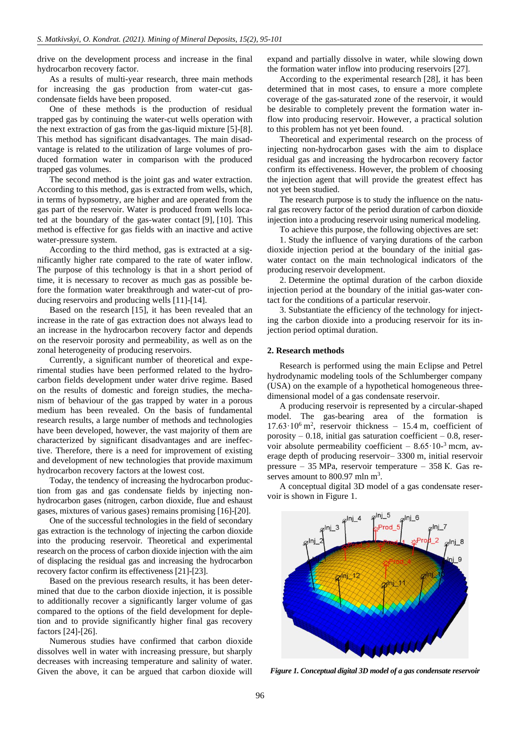drive on the development process and increase in the final hydrocarbon recovery factor.

As a results of multi-year research, three main methods for increasing the gas production from water-cut gas-condensate fields have been proposed.

One of these methods is the production of residual trapped gas by continuing the water-cut wells operation with the next extraction of gas from the gas-liquid mixture [5]-[8]. This method has significant disadvantages. The main disadvantage is related to the utilization of large volumes of produced formation water in comparison with the produced trapped gas volumes.

The second method is the joint gas and water extraction. According to this method, gas is extracted from wells, which, in terms of hypsometry, are higher and are operated from the gas part of the reservoir. Water is produced from wells located at the boundary of the gas-water contact [9], [10]. This method is effective for gas fields with an inactive and active water-pressure system.

According to the third method, gas is extracted at a significantly higher rate compared to the rate of water inflow. The purpose of this technology is that in a short period of time, it is necessary to recover as much gas as possible before the formation water breakthrough and water-cut of producing reservoirs and producing wells [11]-[14].

Based on the research [15], it has been revealed that an increase in the rate of gas extraction does not always lead to an increase in the hydrocarbon recovery factor and depends on the reservoir porosity and permeability, as well as on the zonal heterogeneity of producing reservoirs.

Currently, a significant number of theoretical and experimental studies have been performed related to the hydrocarbon fields development under water drive regime. Based on the results of domestic and foreign studies, the mechanism of behaviour of the gas trapped by water in a porous medium has been revealed. On the basis of fundamental research results, a large number of methods and technologies have been developed, however, the vast majority of them are characterized by significant disadvantages and are ineffective. Therefore, there is a need for improvement of existing and development of new technologies that provide maximum hydrocarbon recovery factors at the lowest cost.

Today, the tendency of increasing the hydrocarbon production from gas and gas condensate fields by injecting non-hydrocarbon gases (nitrogen, carbon dioxide, flue and eshaust gases, mixtures of various gases) remains promising [16]-[20].

One of the successful technologies in the field of secondary gas extraction is the technology of injecting the carbon dioxide into the producing reservoir. Theoretical and experimental research on the process of carbon dioxide injection with the aim of displacing the residual gas and increasing the hydrocarbon recovery factor confirm its effectiveness [21]-[23].

Based on the previous research results, it has been determined that due to the carbon dioxide injection, it is possible to additionally recover a significantly larger volume of gas compared to the options of the field development for depletion and to provide significantly higher final gas recovery factors [24]-[26].

Numerous studies have confirmed that carbon dioxide dissolves well in water with increasing pressure, but sharply decreases with increasing temperature and salinity of water. Given the above, it can be argued that carbon dioxide will expand and partially dissolve in water, while slowing down the formation water inflow into producing reservoirs [27].

According to the experimental research [28], it has been determined that in most cases, to ensure a more complete coverage of the gas-saturated zone of the reservoir, it would be desirable to completely prevent the formation water inflow into producing reservoir. However, a practical solution to this problem has not yet been found.

Theoretical and experimental research on the process of injecting non-hydrocarbon gases with the aim to displace residual gas and increasing the hydrocarbon recovery factor confirm its effectiveness. However, the problem of choosing the injection agent that will provide the greatest effect has not yet been studied.

The research purpose is to study the influence on the natural gas recovery factor of the period duration of carbon dioxide injection into a producing reservoir using numerical modeling.

To achieve this purpose, the following objectives are set:

1. Study the influence of varying durations of the carbon dioxide injection period at the boundary of the initial gas-water contact on the main technological indicators of the producing reservoir development.
2. Determine the optimal duration of the carbon dioxide injection period at the boundary of the initial gas-water contact for the conditions of a particular reservoir.
3. Substantiate the efficiency of the technology for injecting the carbon dioxide into a producing reservoir for its injection period optimal duration.

## 2. Research methods

Research is performed using the main Eclipse and Petrel hydrodynamic modeling tools of the Schlumberger company (USA) on the example of a hypothetical homogeneous three-dimensional model of a gas condensate reservoir.

A producing reservoir is represented by a circular-shaped model. The gas-bearing area of the formation is $17.63 \cdot 10^6$ m$^2$, reservoir thickness – 15.4 m, coefficient of porosity – 0.18, initial gas saturation coefficient – 0.8, reservoir absolute permeability coefficient – $8.65 \cdot 10^{-3}$ mcm, average depth of producing reservoir– 3300 m, initial reservoir pressure – 35 MPa, reservoir temperature – 358 K. Gas reserves amount to 800.97 mln m$^3$.

A conceptual digital 3D model of a gas condensate reservoir is shown in Figure 1.

*Figure 1. Conceptual digital 3D model of a gas condensate reservoir*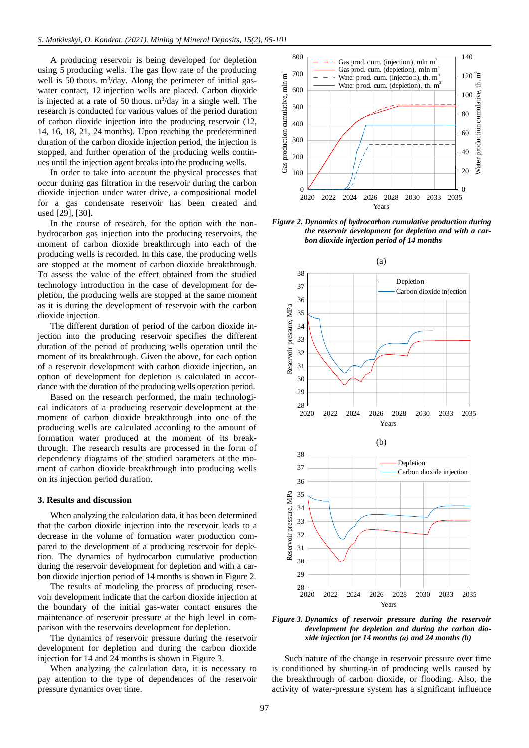A producing reservoir is being developed for depletion using 5 producing wells. The gas flow rate of the producing well is 50 thous. $m^3$/day. Along the perimeter of initial gas-water contact, 12 injection wells are placed. Carbon dioxide is injected at a rate of 50 thous. $m^3$/day in a single well. The research is conducted for various values of the period duration of carbon dioxide injection into the producing reservoir (12, 14, 16, 18, 21, 24 months). Upon reaching the predetermined duration of the carbon dioxide injection period, the injection is stopped, and further operation of the producing wells continues until the injection agent breaks into the producing wells.

In order to take into account the physical processes that occur during gas filtration in the reservoir during the carbon dioxide injection under water drive, a compositional model for a gas condensate reservoir has been created and used [29], [30].

In the course of research, for the option with the non-hydrocarbon gas injection into the producing reservoirs, the moment of carbon dioxide breakthrough into each of the producing wells is recorded. In this case, the producing wells are stopped at the moment of carbon dioxide breakthrough. To assess the value of the effect obtained from the studied technology introduction in the case of development for depletion, the producing wells are stopped at the same moment as it is during the development of reservoir with the carbon dioxide injection.

The different duration of period of the carbon dioxide injection into the producing reservoir specifies the different duration of the period of producing wells operation until the moment of its breakthrough. Given the above, for each option of a reservoir development with carbon dioxide injection, an option of development for depletion is calculated in accordance with the duration of the producing wells operation period.

Based on the research performed, the main technological indicators of a producing reservoir development at the moment of carbon dioxide breakthrough into one of the producing wells are calculated according to the amount of formation water produced at the moment of its breakthrough. The research results are processed in the form of dependency diagrams of the studied parameters at the moment of carbon dioxide breakthrough into producing wells on its injection period duration.

## 3. Results and discussion

When analyzing the calculation data, it has been determined that the carbon dioxide injection into the reservoir leads to a decrease in the volume of formation water production compared to the development of a producing reservoir for depletion. The dynamics of hydrocarbon cumulative production during the reservoir development for depletion and with a carbon dioxide injection period of 14 months is shown in Figure 2.

The results of modeling the process of producing reservoir development indicate that the carbon dioxide injection at the boundary of the initial gas-water contact ensures the maintenance of reservoir pressure at the high level in comparison with the reservoirs development for depletion.

The dynamics of reservoir pressure during the reservoir development for depletion and during the carbon dioxide injection for 14 and 24 months is shown in Figure 3.

When analyzing the calculation data, it is necessary to pay attention to the type of dependences of the reservoir pressure dynamics over time.

*Figure 2. Dynamics of hydrocarbon cumulative production during the reservoir development for depletion and with a carbon dioxide injection period of 14 months*

*Figure 3. Dynamics of reservoir pressure during the reservoir development for depletion and during the carbon dioxide injection for 14 months (a) and 24 months (b)*

Such nature of the change in reservoir pressure over time is conditioned by shutting-in of producing wells caused by the breakthrough of carbon dioxide, or flooding. Also, the activity of water-pressure system has a significant influence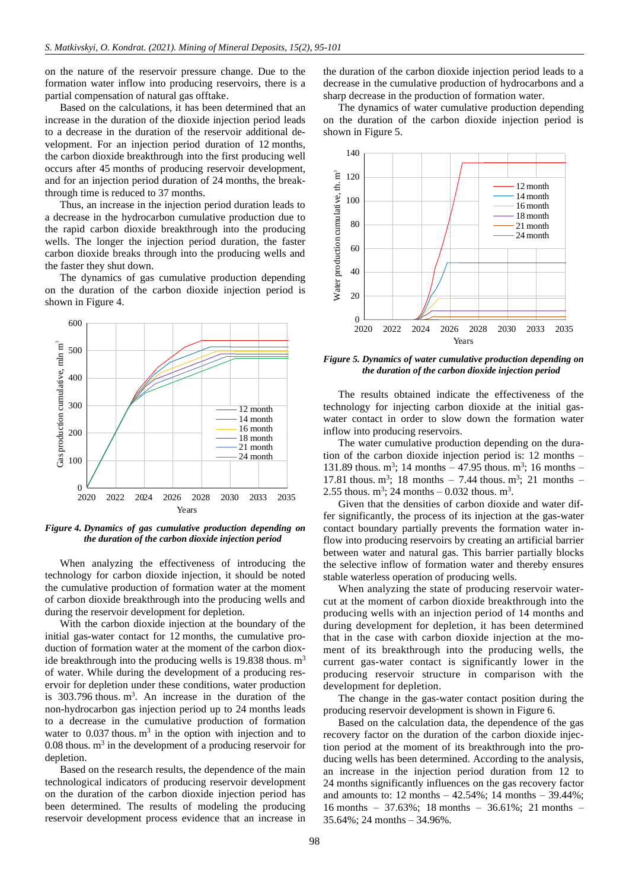on the nature of the reservoir pressure change. Due to the formation water inflow into producing reservoirs, there is a partial compensation of natural gas offtake.

Based on the calculations, it has been determined that an increase in the duration of the dioxide injection period leads to a decrease in the duration of the reservoir additional development. For an injection period duration of 12 months, the carbon dioxide breakthrough into the first producing well occurs after 45 months of producing reservoir development, and for an injection period duration of 24 months, the breakthrough time is reduced to 37 months.

Thus, an increase in the injection period duration leads to a decrease in the hydrocarbon cumulative production due to the rapid carbon dioxide breakthrough into the producing wells. The longer the injection period duration, the faster carbon dioxide breaks through into the producing wells and the faster they shut down.

The dynamics of gas cumulative production depending on the duration of the carbon dioxide injection period is shown in Figure 4.

*Figure 4. Dynamics of gas cumulative production depending on the duration of the carbon dioxide injection period*

When analyzing the effectiveness of introducing the technology for carbon dioxide injection, it should be noted the cumulative production of formation water at the moment of carbon dioxide breakthrough into the producing wells and during the reservoir development for depletion.

With the carbon dioxide injection at the boundary of the initial gas-water contact for 12 months, the cumulative production of formation water at the moment of the carbon dioxide breakthrough into the producing wells is 19.838 thous. $m^3$ of water. While during the development of a producing reservoir for depletion under these conditions, water production is 303.796 thous. $m^3$. An increase in the duration of the non-hydrocarbon gas injection period up to 24 months leads to a decrease in the cumulative production of formation water to 0.037 thous. $m^3$ in the option with injection and to 0.08 thous. $m^3$ in the development of a producing reservoir for depletion.

Based on the research results, the dependence of the main technological indicators of producing reservoir development on the duration of the carbon dioxide injection period has been determined. The results of modeling the producing reservoir development process evidence that an increase in the duration of the carbon dioxide injection period leads to a decrease in the cumulative production of hydrocarbons and a sharp decrease in the production of formation water.

The dynamics of water cumulative production depending on the duration of the carbon dioxide injection period is shown in Figure 5.

*Figure 5. Dynamics of water cumulative production depending on the duration of the carbon dioxide injection period*

The results obtained indicate the effectiveness of the technology for injecting carbon dioxide at the initial gas-water contact in order to slow down the formation water inflow into producing reservoirs.

The water cumulative production depending on the duration of the carbon dioxide injection period is: 12 months – 131.89 thous. $m^3$; 14 months – 47.95 thous. $m^3$; 16 months – 17.81 thous. $m^3$; 18 months – 7.44 thous. $m^3$; 21 months – 2.55 thous. $m^3$; 24 months – 0.032 thous. $m^3$.

Given that the densities of carbon dioxide and water differ significantly, the process of its injection at the gas-water contact boundary partially prevents the formation water inflow into producing reservoirs by creating an artificial barrier between water and natural gas. This barrier partially blocks the selective inflow of formation water and thereby ensures stable waterless operation of producing wells.

When analyzing the state of producing reservoir watercut at the moment of carbon dioxide breakthrough into the producing wells with an injection period of 14 months and during development for depletion, it has been determined that in the case with carbon dioxide injection at the moment of its breakthrough into the producing wells, the current gas-water contact is significantly lower in the producing reservoir structure in comparison with the development for depletion.

The change in the gas-water contact position during the producing reservoir development is shown in Figure 6.

Based on the calculation data, the dependence of the gas recovery factor on the duration of the carbon dioxide injection period at the moment of its breakthrough into the producing wells has been determined. According to the analysis, an increase in the injection period duration from 12 to 24 months significantly influences on the gas recovery factor and amounts to: 12 months – 42.54%; 14 months – 39.44%; 16 months – 37.63%; 18 months – 36.61%; 21 months – 35.64%; 24 months – 34.96%.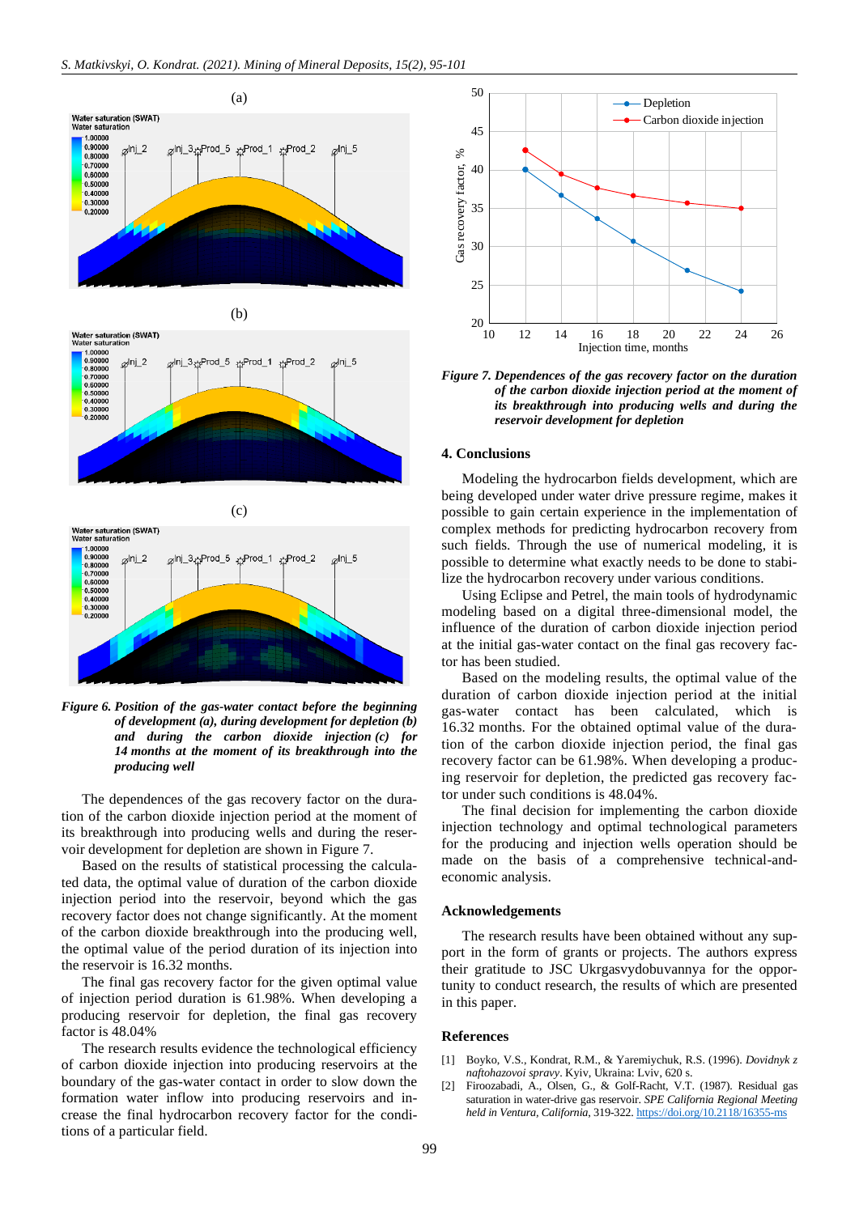(a)

(b)

(c)

*Figure 6. Position of the gas-water contact before the beginning of development (a), during development for depletion (b) and during the carbon dioxide injection (c) for 14 months at the moment of its breakthrough into the producing well*

The dependences of the gas recovery factor on the duration of the carbon dioxide injection period at the moment of its breakthrough into producing wells and during the reservoir development for depletion are shown in Figure 7.

Based on the results of statistical processing the calculated data, the optimal value of duration of the carbon dioxide injection period into the reservoir, beyond which the gas recovery factor does not change significantly. At the moment of the carbon dioxide breakthrough into the producing well, the optimal value of the period duration of its injection into the reservoir is 16.32 months.

The final gas recovery factor for the given optimal value of injection period duration is 61.98%. When developing a producing reservoir for depletion, the final gas recovery factor is 48.04%

The research results evidence the technological efficiency of carbon dioxide injection into producing reservoirs at the boundary of the gas-water contact in order to slow down the formation water inflow into producing reservoirs and increase the final hydrocarbon recovery factor for the conditions of a particular field.

*Figure 7. Dependences of the gas recovery factor on the duration of the carbon dioxide injection period at the moment of its breakthrough into producing wells and during the reservoir development for depletion*

## 4. Conclusions

Modeling the hydrocarbon fields development, which are being developed under water drive pressure regime, makes it possible to gain certain experience in the implementation of complex methods for predicting hydrocarbon recovery from such fields. Through the use of numerical modeling, it is possible to determine what exactly needs to be done to stabilize the hydrocarbon recovery under various conditions.

Using Eclipse and Petrel, the main tools of hydrodynamic modeling based on a digital three-dimensional model, the influence of the duration of carbon dioxide injection period at the initial gas-water contact on the final gas recovery factor has been studied.

Based on the modeling results, the optimal value of the duration of carbon dioxide injection period at the initial gas-water contact has been calculated, which is 16.32 months. For the obtained optimal value of the duration of the carbon dioxide injection period, the final gas recovery factor can be 61.98%. When developing a producing reservoir for depletion, the predicted gas recovery factor under such conditions is 48.04%.

The final decision for implementing the carbon dioxide injection technology and optimal technological parameters for the producing and injection wells operation should be made on the basis of a comprehensive technical-and-economic analysis.

## Acknowledgements

The research results have been obtained without any support in the form of grants or projects. The authors express their gratitude to JSC Ukrgasvydobuvannya for the opportunity to conduct research, the results of which are presented in this paper.

## References

[1] Boyko, V.S., Kondrat, R.M., & Yaremiychuk, R.S. (1996). *Dovidnyk z naftohazovoi spravy*. Kyiv, Ukraina: Lviv, 620 s.

[2] Firoozabadi, A., Olsen, G., & Golf-Racht, V.T. (1987). Residual gas saturation in water-drive gas reservoir. *SPE California Regional Meeting held in Ventura, California*, 319-322. https://doi.org/10.2118/16355-ms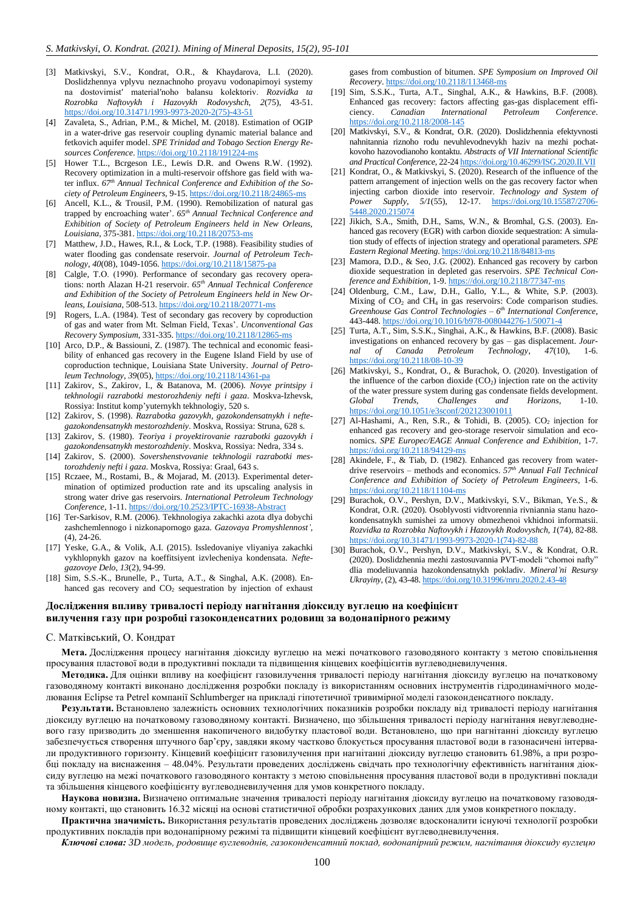[3] Matkivskyi, S.V., Kondrat, O.R., & Khaydarova, L.I. (2020). Doslidzhennya vplyvu neznachnoho proyavu vodonapirnoyi systemy na dostovirnist′ material′noho balansu kolektoriv. *Rozvidka ta Rozrobka Naftovykh i Hazovykh Rodovyshch*, *2*(75), 43-51. https://doi.org/10.31471/1993-9973-2020-2(75)-43-51

[4] Zavaleta, S., Adrian, P.M., & Michel, M. (2018). Estimation of OGIP in a water-drive gas reservoir coupling dynamic material balance and fetkovich aquifer model. *SPE Trinidad and Tobago Section Energy Resources Conference*. https://doi.org/10.2118/191224-ms

[5] Hower T.L., Bcrgeson I.E., Lewis D.R. and Owens R.W. (1992). Recovery optimization in a multi-reservoir offshore gas field with water influx. *67th Annual Technical Conference and Exhibition of the Society of Petroleum Engineers*, 9-15. https://doi.org/10.2118/24865-ms

[6] Ancell, K.L., & Trousil, P.M. (1990). Remobilization of natural gas trapped by encroaching water'. *65th Annual Technical Conference and Exhibition of Society of Petroleum Engineers held in New Orleans, Louisiana*, 375-381. https://doi.org/10.2118/20753-ms

[7] Matthew, J.D., Hawes, R.I., & Lock, T.P. (1988). Feasibility studies of water flooding gas condensate reservoir. *Journal of Petroleum Technology*, *40*(08), 1049-1056. https://doi.org/10.2118/15875-pa

[8] Calgle, T.O. (1990). Performance of secondary gas recovery operations: north Alazan H-21 reservoir. *65th Annual Technical Conference and Exhibition of the Society of Petroleum Engineers held in New Orleans, Louisiana*, 508-513. https://doi.org/10.2118/20771-ms

[9] Rogers, L.A. (1984). Test of secondary gas recovery by coproduction of gas and water from Mt. Selman Field, Texas'. *Unconventional Gas Recovery Symposium*, 331-335. https://doi.org/10.2118/12865-ms

[10] Arco, D.P., & Bassiouni, Z. (1987). The technical and economic feasibility of enhanced gas recovery in the Eugene Island Field by use of coproduction technique, Louisiana State University. *Journal of Petroleum Technology*, *39*(05), https://doi.org/10.2118/14361-pa

[11] Zakirov, S., Zakirov, I., & Batanova, M. (2006). *Novye printsipy i tekhnologii razrabotki mestorozhdeniy nefti i gaza*. Moskva-Izhevsk, Rossiya: Institut komp'yuternykh tekhnologiy, 520 s.

[12] Zakirov, S. (1998). *Razrabotka gazovykh, gazokondensatnykh i neftegazokondensatnykh mestorozhdeniy*. Moskva, Rossiya: Struna, 628 s.

[13] Zakirov, S. (1980). *Teoriya i proyektirovanie razrabotki gazovykh i gazokondensatnykh mestorozhdeniy*. Moskva, Rossiya: Nedra, 334 s.

[14] Zakirov, S. (2000). *Sovershenstvovanie tekhnologii razrabotki mestorozhdeniy nefti i gaza*. Moskva, Rossiya: Graal, 643 s.

[15] Rczaee, M., Rostami, B., & Mojarad, M. (2013). Experimental determination of optimized production rate and its upscaling analysis in strong water drive gas reservoirs. *International Petroleum Technology Conference*, 1-11. https://doi.org/10.2523/IPTC-16938-Abstract

[16] Ter-Sarkisov, R.M. (2006). Tekhnologiya zakachki azota dlya dobychi zashchemlennogo i nizkonapornogo gaza. *Gazovaya Promyshlennost'*, (4), 24-26.

[17] Yeske, G.A., & Volik, A.I. (2015). Issledovaniye vliyaniya zakachki vykhlopnykh gazov na koeffitsiyent izvlecheniya kondensata. *Neftegazovoye Delo*, *13*(2), 94-99.

[18] Sim, S.S.-K., Brunelle, P., Turta, A.T., & Singhal, A.K. (2008). Enhanced gas recovery and $CO_2$ sequestration by injection of exhaust gases from combustion of bitumen. *SPE Symposium on Improved Oil Recovery*. https://doi.org/10.2118/113468-ms

[19] Sim, S.S.K., Turta, A.T., Singhal, A.K., & Hawkins, B.F. (2008). Enhanced gas recovery: factors affecting gas-gas displacement efficiency. *Canadian International Petroleum Conference*. https://doi.org/10.2118/2008-145

[20] Matkivskyi, S.V., & Kondrat, O.R. (2020). Doslidzhennia efektyvnosti nahnitannia riznoho rodu nevuhlevodnevykh haziv na mezhi pochatkovoho hazovodianoho kontaktu. *Abstracts of VII International Scientific and Practical Conference*, 22-24 https://doi.org/10.46299/ISG.2020.II.VII

[21] Kondrat, O., & Matkivskyi, S. (2020). Research of the influence of the pattern arrangement of injection wells on the gas recovery factor when injecting carbon dioxide into reservoir. *Technology and System of Power Supply*, *5/1*(55), 12-17. https://doi.org/10.15587/2706-5448.2020.215074

[22] Jikich, S.A., Smith, D.H., Sams, W.N., & Bromhal, G.S. (2003). Enhanced gas recovery (EGR) with carbon dioxide sequestration: A simulation study of effects of injection strategy and operational parameters. *SPE Eastern Regional Meeting*. https://doi.org/10.2118/84813-ms

[23] Mamora, D.D., & Seo, J.G. (2002). Enhanced gas recovery by carbon dioxide sequestration in depleted gas reservoirs. *SPE Technical Conference and Exhibition*, 1-9. https://doi.org/10.2118/77347-ms

[24] Oldenburg, C.M., Law, D.H., Gallo, Y.L., & White, S.P. (2003). Mixing of $CO_2$ and $CH_4$ in gas reservoirs: Code comparison studies. *Greenhouse Gas Control Technologies – 6th International Conference*, 443-448. https://doi.org/10.1016/b978-008044276-1/50071-4

[25] Turta, A.T., Sim, S.S.K., Singhai, A.K., & Hawkins, B.F. (2008). Basic investigations on enhanced recovery by gas – gas displacement. *Journal of Canada Petroleum Technology*, *47*(10), 1-6. https://doi.org/10.2118/08-10-39

[26] Matkivskyi, S., Kondrat, O., & Burachok, O. (2020). Investigation of the influence of the carbon dioxide ($CO_2$) injection rate on the activity of the water pressure system during gas condensate fields development. *Global Trends, Challenges and Horizons*, 1-10. https://doi.org/10.1051/e3sconf/202123001011

[27] Al-Hashami, A., Ren, S.R., & Tohidi, B. (2005). $CO_2$ injection for enhanced gas recovery and geo-storage reservoir simulation and economics. *SPE Europec/EAGE Annual Conference and Exhibition*, 1-7. https://doi.org/10.2118/94129-ms

[28] Akindele, F., & Tiab, D. (1982). Enhanced gas recovery from water-drive reservoirs – methods and economics. *57th Annual Fall Technical Conference and Exhibition of Society of Petroleum Engineers*, 1-6. https://doi.org/10.2118/11104-ms

[29] Burachok, O.V., Pershyn, D.V., Matkivskyi, S.V., Bikman, Ye.S., & Kondrat, O.R. (2020). Osoblyvosti vidtvorennia rivniannia stanu hazokondensatnykh sumishei za umovy obmezhenoi vkhidnoi informatsii. *Rozvidka ta Rozrobka Naftovykh i Hazovykh Rodovyshch*, *1*(74), 82-88. https://doi.org/10.31471/1993-9973-2020-1(74)-82-88

[30] Burachok, O.V., Pershyn, D.V., Matkivskyi, S.V., & Kondrat, O.R. (2020). Doslidzhennia mezhi zastosuvannia PVT-modeli "chornoi nafty" dlia modeliuvannia hazokondensatnykh pokladiv. *Mineral'ni Resursy Ukrayiny*, (2), 43-48. https://doi.org/10.31996/mru.2020.2.43-48

## Дослідження впливу тривалості періоду нагнітання діоксиду вуглецю на коефіцієнт вилучення газу при розробці газоконденсатних родовищ за водонапірного режиму

С. Матківський, О. Кондрат

**Мета.** Дослідження процесу нагнітання діоксиду вуглецю на межі початкового газоводяного контакту з метою сповільнення просування пластової води в продуктивні поклади та підвищення кінцевих коефіцієнтів вуглеводневилучення.

**Методика.** Для оцінки впливу на коефіцієнт газовилучення тривалості періоду нагнітання діоксиду вуглецю на початковому газоводяному контакті виконано дослідження розробки покладу із використанням основних інструментів гідродинамічного моделювання Eclipse та Petrel компанії Schlumberger на прикладі гіпотетичної тривимірної моделі газоконденсатного покладу.

**Результати.** Встановлено залежність основних технологічних показників розробки покладу від тривалості періоду нагнітання діоксиду вуглецю на початковому газоводяному контакті. Визначено, що збільшення тривалості періоду нагнітання невуглеводневого газу призводить до зменшення накопиченого видобутку пластової води. Встановлено, що при нагнітанні діоксиду вуглецю забезпечується створення штучного бар'єру, завдяки якому частково блокується просування пластової води в газонасичені інтервали продуктивного горизонту. Кінцевий коефіцієнт газовилучення при нагнітанні діоксиду вуглецю становить 61.98%, а при розробці покладу на виснаження – 48.04%. Результати проведених досліджень свідчать про технологічну ефективність нагнітання діоксиду вуглецю на межі початкового газоводяного контакту з метою сповільнення просування пластової води в продуктивні поклади та збільшення кінцевого коефіцієнту вуглеводневилучення для умов конкретного покладу.

**Наукова новизна.** Визначено оптимальне значення тривалості періоду нагнітання діоксиду вуглецю на початковому газоводяному контакті, що становить 16.32 місяці на основі статистичної обробки розрахункових даних для умов конкретного покладу.

**Практична значимість.** Використання результатів проведених досліджень дозволяє вдосконалити існуючі технології розробки продуктивних покладів при водонапірному режимі та підвищити кінцевий коефіцієнт вуглеводневилучення.

***Ключові слова:*** *3D модель, родовище вуглеводнів, газоконденсатний поклад, водонапірний режим, нагнітання діоксиду вуглецю*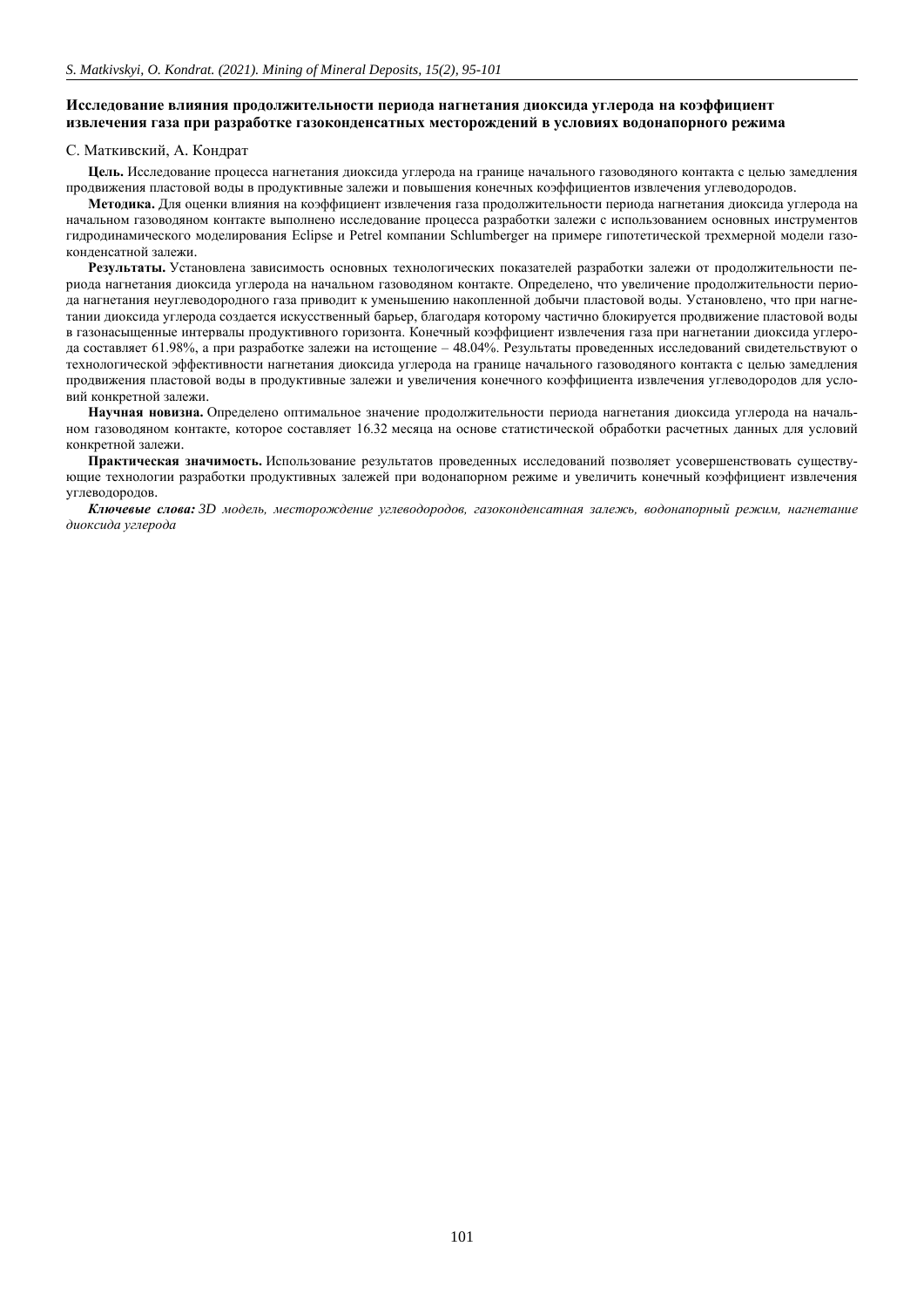### Исследование влияния продолжительности периода нагнетания диоксида углерода на коэффициент извлечения газа при разработке газоконденсатных месторождений в условиях водонапорного режима

С. Маткивский, А. Кондрат

**Цель.** Исследование процесса нагнетания диоксида углерода на границе начального газоводяного контакта с целью замедления продвижения пластовой воды в продуктивные залежи и повышения конечных коэффициентов извлечения углеводородов.

**Методика.** Для оценки влияния на коэффициент извлечения газа продолжительности периода нагнетания диоксида углерода на начальном газоводяном контакте выполнено исследование процесса разработки залежи с использованием основных инструментов гидродинамического моделирования Eclipse и Petrel компании Schlumberger на примере гипотетической трехмерной модели газоконденсатной залежи.

**Результаты.** Установлена зависимость основных технологических показателей разработки залежи от продолжительности периода нагнетания диоксида углерода на начальном газоводяном контакте. Определено, что увеличение продолжительности периода нагнетания неуглеводородного газа приводит к уменьшению накопленной добычи пластовой воды. Установлено, что при нагнетании диоксида углерода создается искусственный барьер, благодаря которому частично блокируется продвижение пластовой воды в газонасыщенные интервалы продуктивного горизонта. Конечный коэффициент извлечения газа при нагнетании диоксида углерода составляет 61.98%, а при разработке залежи на истощение – 48.04%. Результаты проведенных исследований свидетельствуют о технологической эффективности нагнетания диоксида углерода на границе начального газоводяного контакта с целью замедления продвижения пластовой воды в продуктивные залежи и увеличения конечного коэффициента извлечения углеводородов для условий конкретной залежи.

**Научная новизна.** Определено оптимальное значение продолжительности периода нагнетания диоксида углерода на начальном газоводяном контакте, которое составляет 16.32 месяца на основе статистической обработки расчетных данных для условий конкретной залежи.

**Практическая значимость.** Использование результатов проведенных исследований позволяет усовершенствовать существующие технологии разработки продуктивных залежей при водонапорном режиме и увеличить конечный коэффициент извлечения углеводородов.

***Ключевые слова:*** *3D модель, месторождение углеводородов, газоконденсатная залежь, водонапорный режим, нагнетание диоксида углерода*